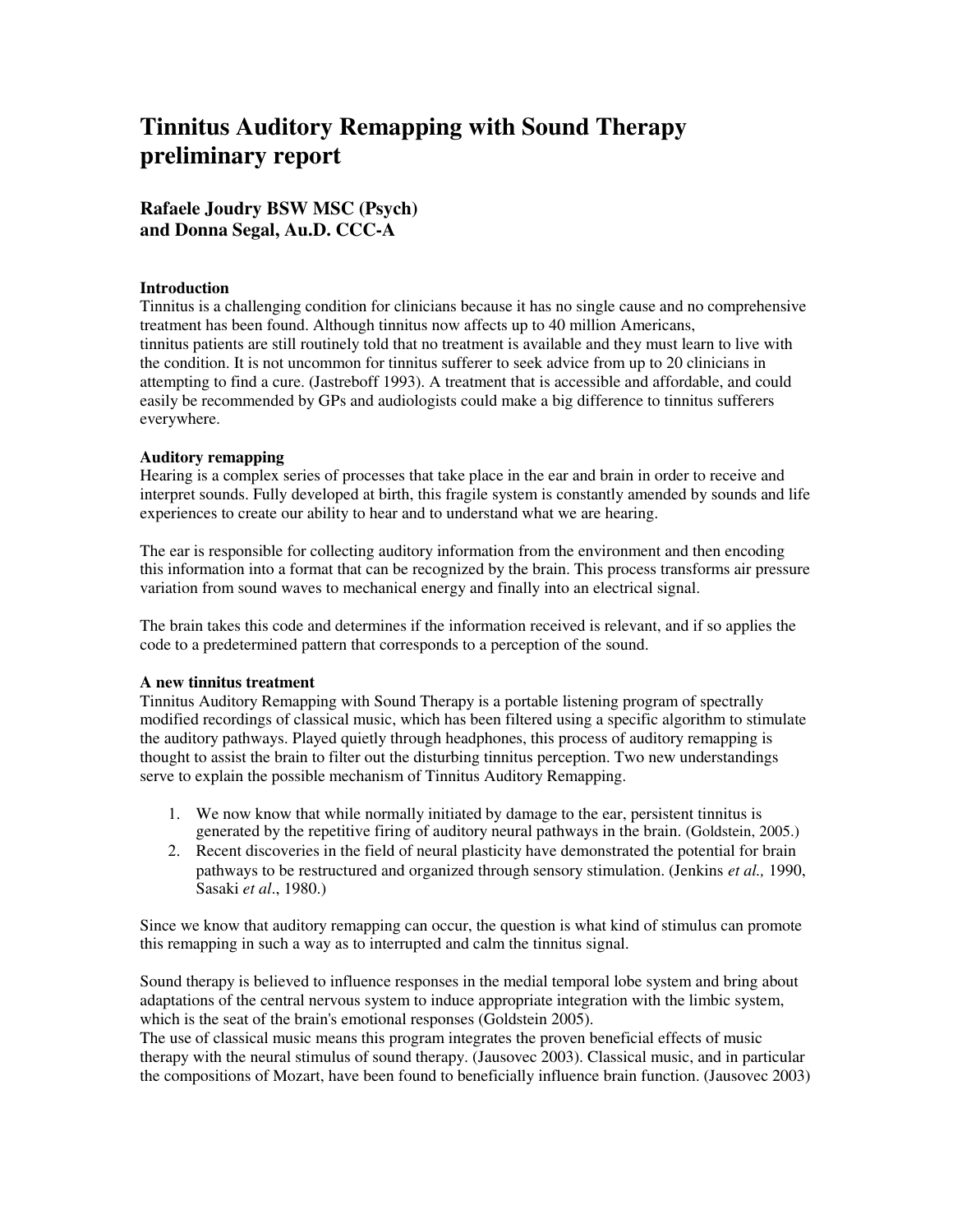# Tinnitus Auditory Remapping with Sound Therapy preliminary report

### Rafaele Joudry BSW MSC (Psych) and Donna Segal, Au.D. CCC-A

**Introduction**

Tinnitus is a challenging condition for clinicians because it has no single cause and no comprehensive treatment has been found. Although tinnitus now affects up to 40 million Americans, tinnitus patients are still routinely told that no treatment is available and they must learn to live with the condition. It is not uncommon for tinnitus sufferer to seek advice from up to 20 clinicians in attempting to find a cure. (Jastreboff 1993). A treatment that is accessible and affordable, and could easily be recommended by GPs and audiologists could make a big difference to tinnitus sufferers everywhere.

**Auditory remapping**

Hearing is a complex series of processes that take place in the ear and brain in order to receive and interpret sounds. Fully developed at birth, this fragile system is constantly amended by sounds and life experiences to create our ability to hear and to understand what we are hearing.

The ear is responsible for collecting auditory information from the environment and then encoding this information into a format that can be recognized by the brain. This process transforms air pressure variation from sound waves to mechanical energy and finally into an electrical signal.

The brain takes this code and determines if the information received is relevant, and if so applies the code to a predetermined pattern that corresponds to a perception of the sound.

**A new tinnitus treatment**

Tinnitus Auditory Remapping with Sound Therapy is a portable listening program of spectrally modified recordings of classical music, which has been filtered using a specific algorithm to stimulate the auditory pathways. Played quietly through headphones, this process of auditory remapping is thought to assist the brain to filter out the disturbing tinnitus perception. Two new understandings serve to explain the possible mechanism of Tinnitus Auditory Remapping.

1. We now know that while normally initiated by damage to the ear, persistent tinnitus is generated by the repetitive firing of auditory neural pathways in the brain. (Goldstein, 2005.)
2. Recent discoveries in the field of neural plasticity have demonstrated the potential for brain pathways to be restructured and organized through sensory stimulation. (Jenkins *et al.,* 1990, Sasaki *et al*., 1980.)

Since we know that auditory remapping can occur, the question is what kind of stimulus can promote this remapping in such a way as to interrupted and calm the tinnitus signal.

Sound therapy is believed to influence responses in the medial temporal lobe system and bring about adaptations of the central nervous system to induce appropriate integration with the limbic system, which is the seat of the brain's emotional responses (Goldstein 2005).

The use of classical music means this program integrates the proven beneficial effects of music therapy with the neural stimulus of sound therapy. (Jausovec 2003). Classical music, and in particular the compositions of Mozart, have been found to beneficially influence brain function. (Jausovec 2003)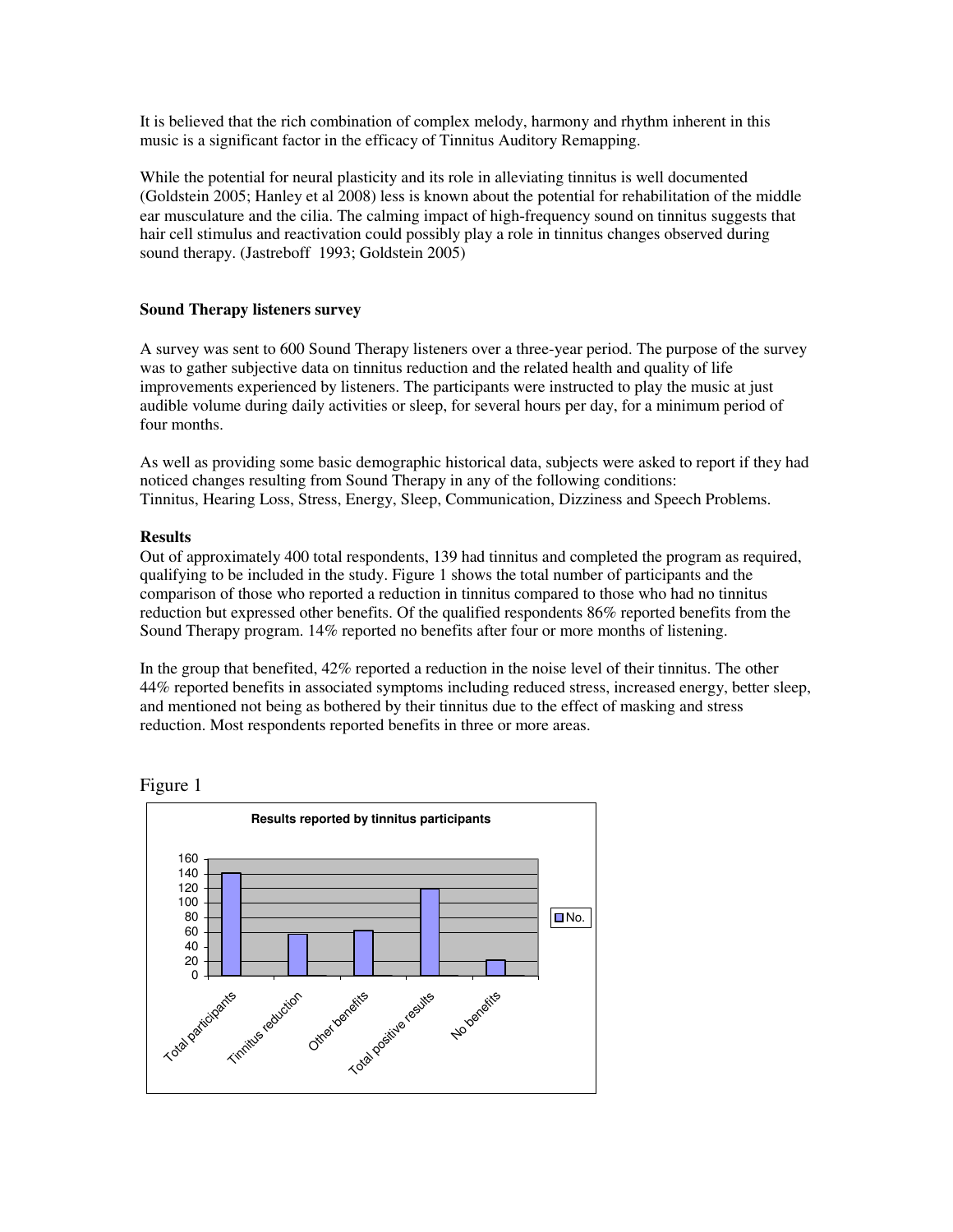It is believed that the rich combination of complex melody, harmony and rhythm inherent in this music is a significant factor in the efficacy of Tinnitus Auditory Remapping.

While the potential for neural plasticity and its role in alleviating tinnitus is well documented (Goldstein 2005; Hanley et al 2008) less is known about the potential for rehabilitation of the middle ear musculature and the cilia. The calming impact of high-frequency sound on tinnitus suggests that hair cell stimulus and reactivation could possibly play a role in tinnitus changes observed during sound therapy. (Jastreboff 1993; Goldstein 2005)

**Sound Therapy listeners survey**

A survey was sent to 600 Sound Therapy listeners over a three-year period. The purpose of the survey was to gather subjective data on tinnitus reduction and the related health and quality of life improvements experienced by listeners. The participants were instructed to play the music at just audible volume during daily activities or sleep, for several hours per day, for a minimum period of four months.

As well as providing some basic demographic historical data, subjects were asked to report if they had noticed changes resulting from Sound Therapy in any of the following conditions: Tinnitus, Hearing Loss, Stress, Energy, Sleep, Communication, Dizziness and Speech Problems.

**Results**

Out of approximately 400 total respondents, 139 had tinnitus and completed the program as required, qualifying to be included in the study. Figure 1 shows the total number of participants and the comparison of those who reported a reduction in tinnitus compared to those who had no tinnitus reduction but expressed other benefits. Of the qualified respondents 86% reported benefits from the Sound Therapy program. 14% reported no benefits after four or more months of listening.

In the group that benefited, 42% reported a reduction in the noise level of their tinnitus. The other 44% reported benefits in associated symptoms including reduced stress, increased energy, better sleep, and mentioned not being as bothered by their tinnitus due to the effect of masking and stress reduction. Most respondents reported benefits in three or more areas.

Figure 1

**Results reported by tinnitus participants**

| | No. |
|---|---|
| Total participants | ~140 |
| Tinnitus reduction | ~58 |
| Other benefits | ~62 |
| Total positive results | ~119 |
| No benefits | ~21 |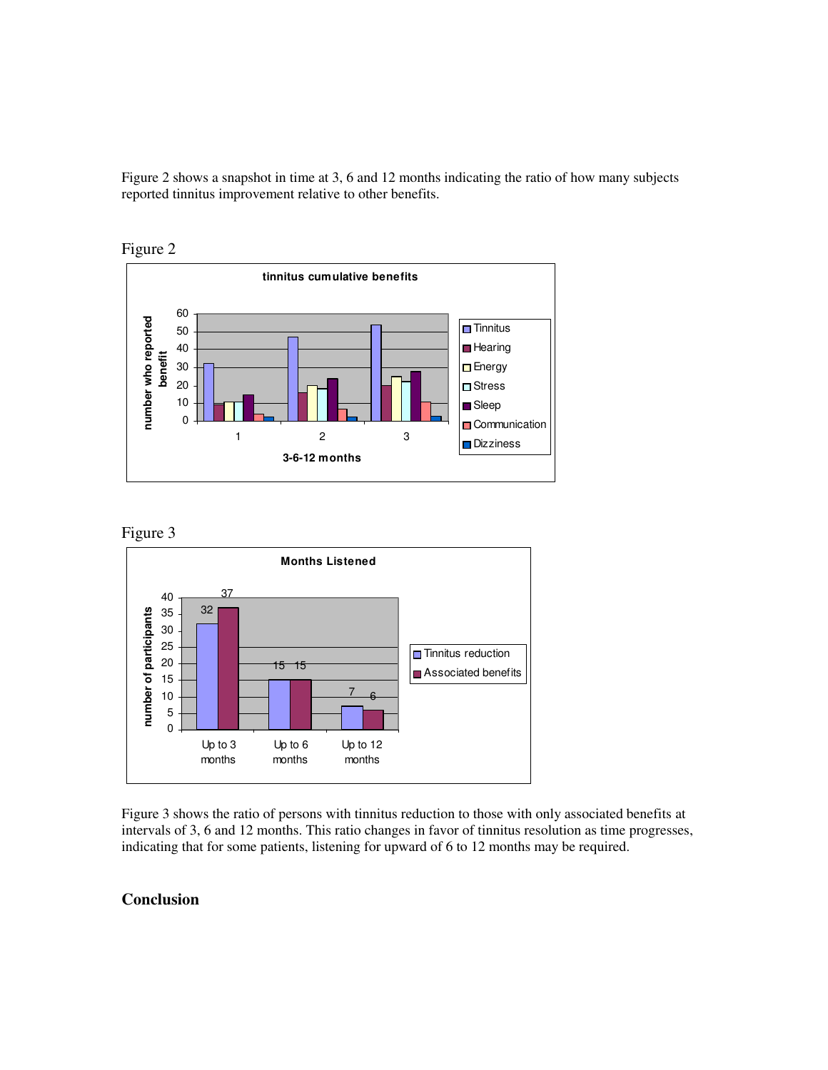Figure 2 shows a snapshot in time at 3, 6 and 12 months indicating the ratio of how many subjects reported tinnitus improvement relative to other benefits.

Figure 2

Figure 3

Figure 3 shows the ratio of persons with tinnitus reduction to those with only associated benefits at intervals of 3, 6 and 12 months. This ratio changes in favor of tinnitus resolution as time progresses, indicating that for some patients, listening for upward of 6 to 12 months may be required.

## Conclusion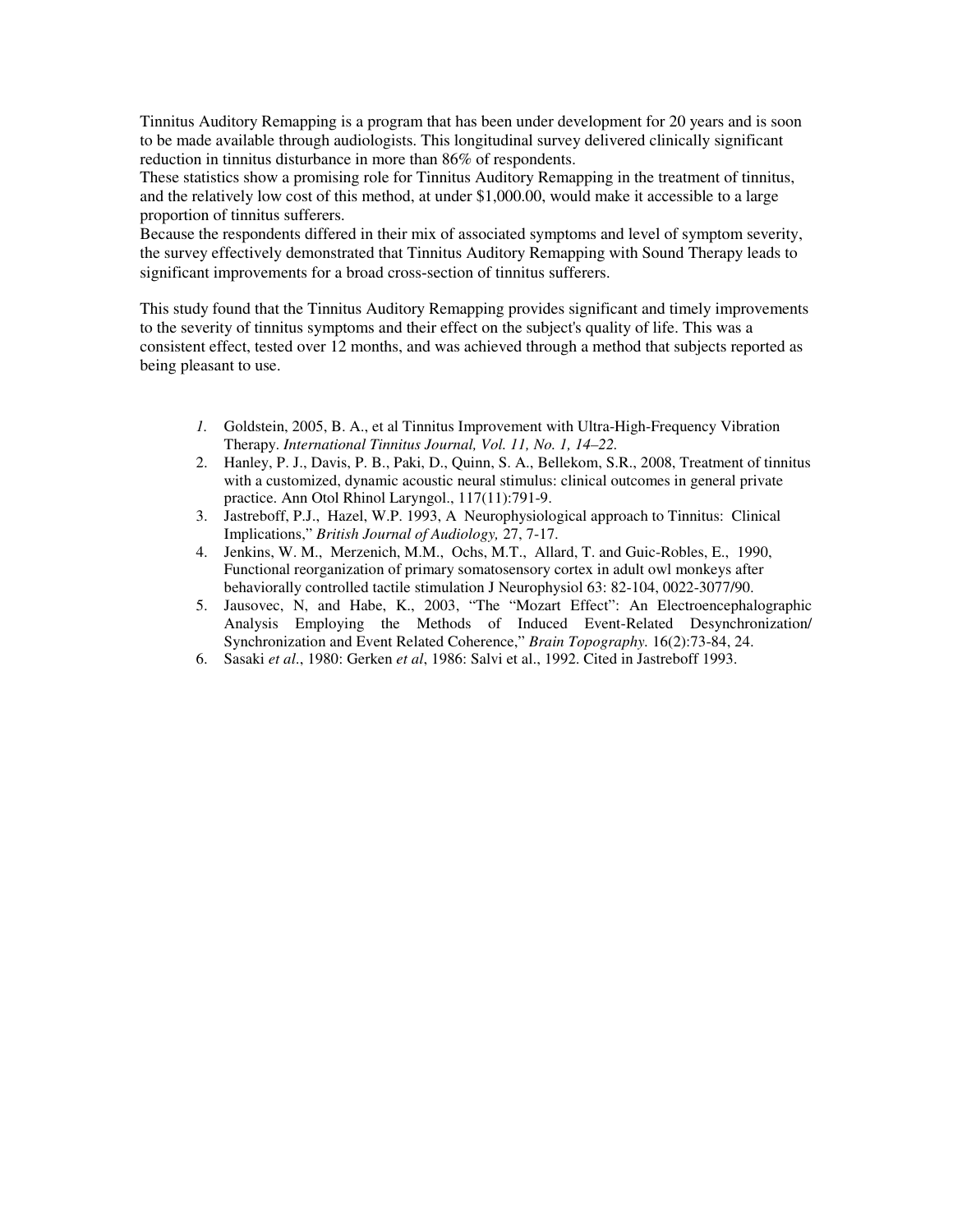Tinnitus Auditory Remapping is a program that has been under development for 20 years and is soon to be made available through audiologists. This longitudinal survey delivered clinically significant reduction in tinnitus disturbance in more than 86% of respondents.

These statistics show a promising role for Tinnitus Auditory Remapping in the treatment of tinnitus, and the relatively low cost of this method, at under $1,000.00, would make it accessible to a large proportion of tinnitus sufferers.

Because the respondents differed in their mix of associated symptoms and level of symptom severity, the survey effectively demonstrated that Tinnitus Auditory Remapping with Sound Therapy leads to significant improvements for a broad cross-section of tinnitus sufferers.

This study found that the Tinnitus Auditory Remapping provides significant and timely improvements to the severity of tinnitus symptoms and their effect on the subject's quality of life. This was a consistent effect, tested over 12 months, and was achieved through a method that subjects reported as being pleasant to use.

1. Goldstein, 2005, B. A., et al Tinnitus Improvement with Ultra-High-Frequency Vibration Therapy. *International Tinnitus Journal, Vol. 11, No. 1, 14–22.*
2. Hanley, P. J., Davis, P. B., Paki, D., Quinn, S. A., Bellekom, S.R., 2008, Treatment of tinnitus with a customized, dynamic acoustic neural stimulus: clinical outcomes in general private practice. Ann Otol Rhinol Laryngol., 117(11):791-9.
3. Jastreboff, P.J., Hazel, W.P. 1993, A Neurophysiological approach to Tinnitus: Clinical Implications," *British Journal of Audiology,* 27, 7-17.
4. Jenkins, W. M., Merzenich, M.M., Ochs, M.T., Allard, T. and Guic-Robles, E., 1990, Functional reorganization of primary somatosensory cortex in adult owl monkeys after behaviorally controlled tactile stimulation J Neurophysiol 63: 82-104, 0022-3077/90.
5. Jausovec, N, and Habe, K., 2003, "The "Mozart Effect": An Electroencephalographic Analysis Employing the Methods of Induced Event-Related Desynchronization/ Synchronization and Event Related Coherence," *Brain Topography.* 16(2):73-84, 24.
6. Sasaki *et al*., 1980: Gerken *et al*, 1986: Salvi et al., 1992. Cited in Jastreboff 1993.